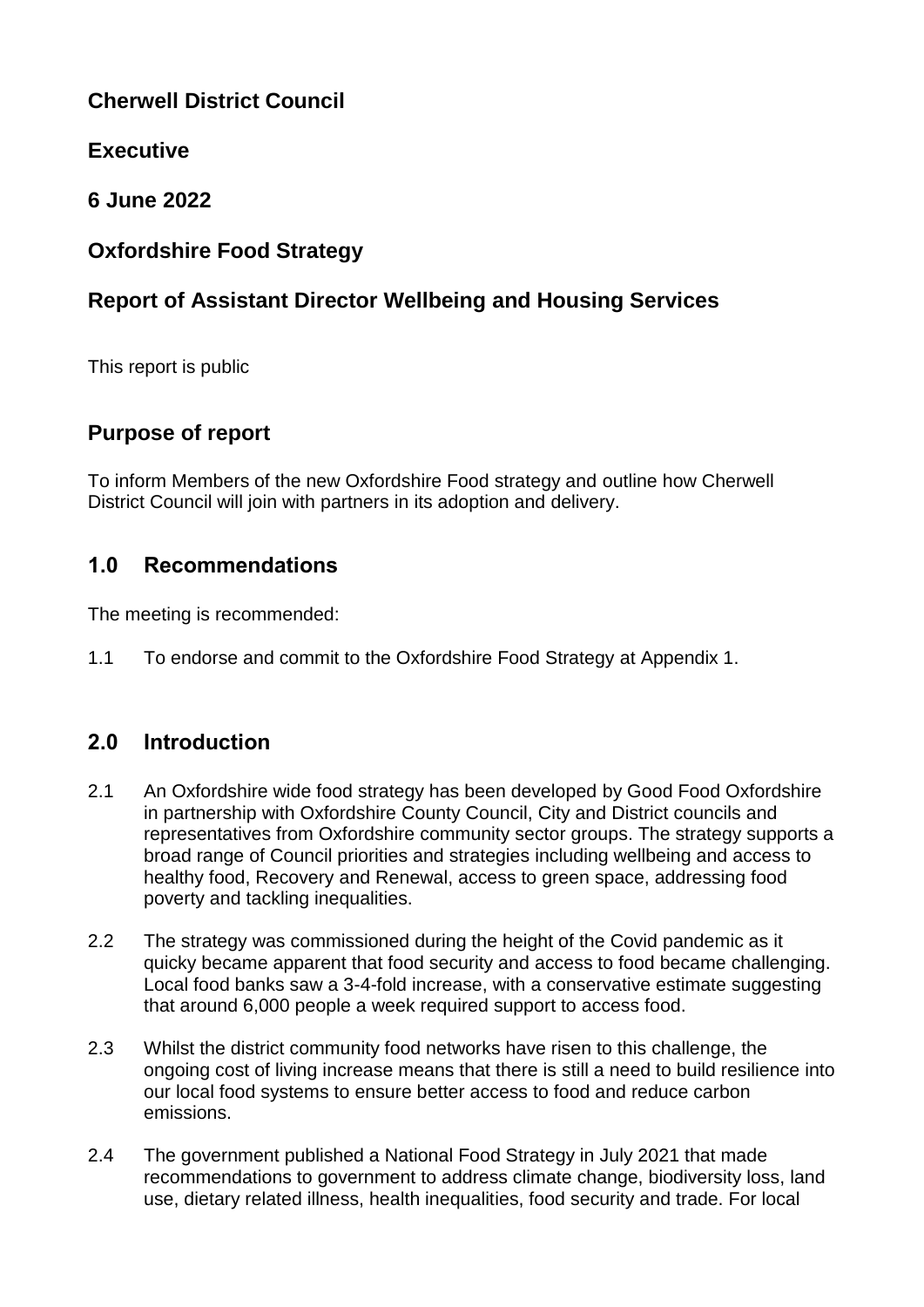**Cherwell District Council**

**Executive**

**6 June 2022**

**Oxfordshire Food Strategy**

**Report of Assistant Director Wellbeing and Housing Services**

This report is public

## Purpose of report

To inform Members of the new Oxfordshire Food strategy and outline how Cherwell District Council will join with partners in its adoption and delivery.

## 1.0 Recommendations

The meeting is recommended:

1.1 To endorse and commit to the Oxfordshire Food Strategy at Appendix 1.

## 2.0 Introduction

2.1 An Oxfordshire wide food strategy has been developed by Good Food Oxfordshire in partnership with Oxfordshire County Council, City and District councils and representatives from Oxfordshire community sector groups. The strategy supports a broad range of Council priorities and strategies including wellbeing and access to healthy food, Recovery and Renewal, access to green space, addressing food poverty and tackling inequalities.

2.2 The strategy was commissioned during the height of the Covid pandemic as it quicky became apparent that food security and access to food became challenging. Local food banks saw a 3-4-fold increase, with a conservative estimate suggesting that around 6,000 people a week required support to access food.

2.3 Whilst the district community food networks have risen to this challenge, the ongoing cost of living increase means that there is still a need to build resilience into our local food systems to ensure better access to food and reduce carbon emissions.

2.4 The government published a National Food Strategy in July 2021 that made recommendations to government to address climate change, biodiversity loss, land use, dietary related illness, health inequalities, food security and trade. For local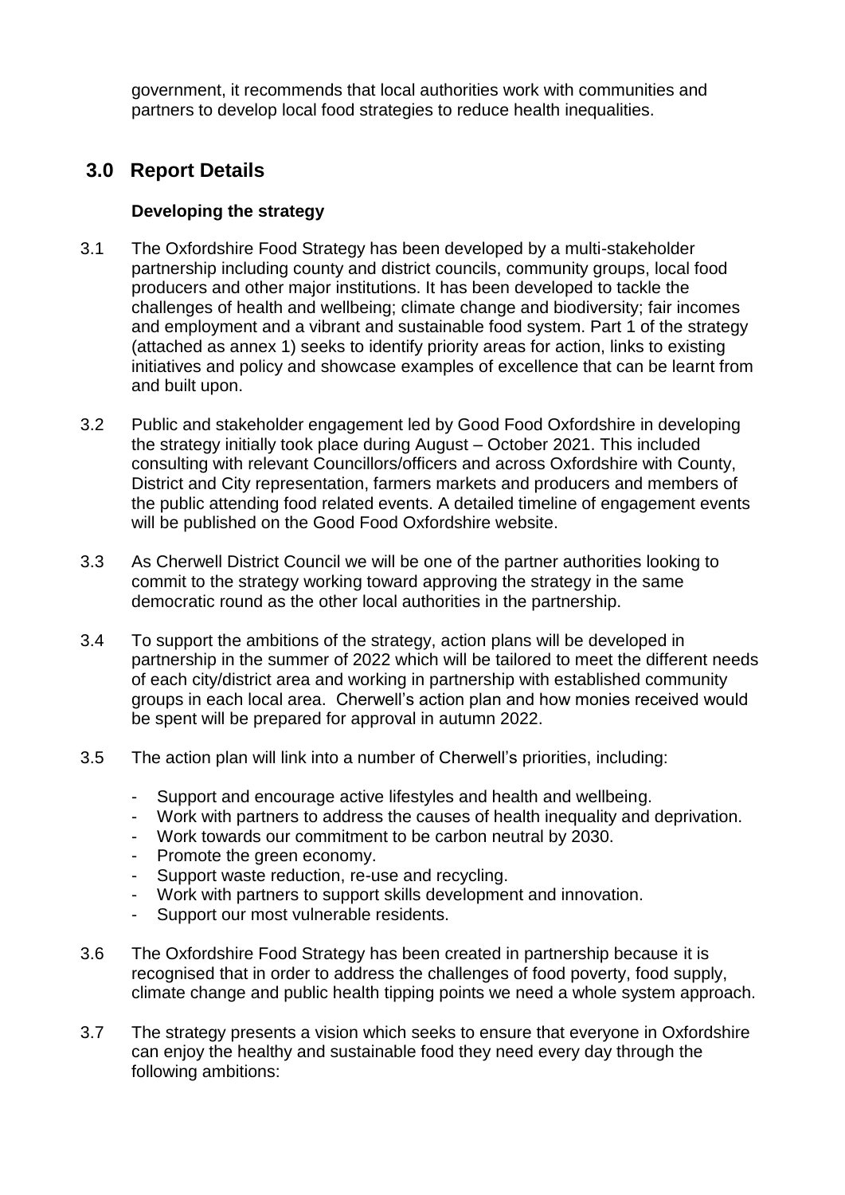government, it recommends that local authorities work with communities and partners to develop local food strategies to reduce health inequalities.

## 3.0 Report Details

**Developing the strategy**

3.1 The Oxfordshire Food Strategy has been developed by a multi-stakeholder partnership including county and district councils, community groups, local food producers and other major institutions. It has been developed to tackle the challenges of health and wellbeing; climate change and biodiversity; fair incomes and employment and a vibrant and sustainable food system. Part 1 of the strategy (attached as annex 1) seeks to identify priority areas for action, links to existing initiatives and policy and showcase examples of excellence that can be learnt from and built upon.

3.2 Public and stakeholder engagement led by Good Food Oxfordshire in developing the strategy initially took place during August – October 2021. This included consulting with relevant Councillors/officers and across Oxfordshire with County, District and City representation, farmers markets and producers and members of the public attending food related events. A detailed timeline of engagement events will be published on the Good Food Oxfordshire website.

3.3 As Cherwell District Council we will be one of the partner authorities looking to commit to the strategy working toward approving the strategy in the same democratic round as the other local authorities in the partnership.

3.4 To support the ambitions of the strategy, action plans will be developed in partnership in the summer of 2022 which will be tailored to meet the different needs of each city/district area and working in partnership with established community groups in each local area. Cherwell's action plan and how monies received would be spent will be prepared for approval in autumn 2022.

3.5 The action plan will link into a number of Cherwell's priorities, including:

- Support and encourage active lifestyles and health and wellbeing.
- Work with partners to address the causes of health inequality and deprivation.
- Work towards our commitment to be carbon neutral by 2030.
- Promote the green economy.
- Support waste reduction, re-use and recycling.
- Work with partners to support skills development and innovation.
- Support our most vulnerable residents.

3.6 The Oxfordshire Food Strategy has been created in partnership because it is recognised that in order to address the challenges of food poverty, food supply, climate change and public health tipping points we need a whole system approach.

3.7 The strategy presents a vision which seeks to ensure that everyone in Oxfordshire can enjoy the healthy and sustainable food they need every day through the following ambitions: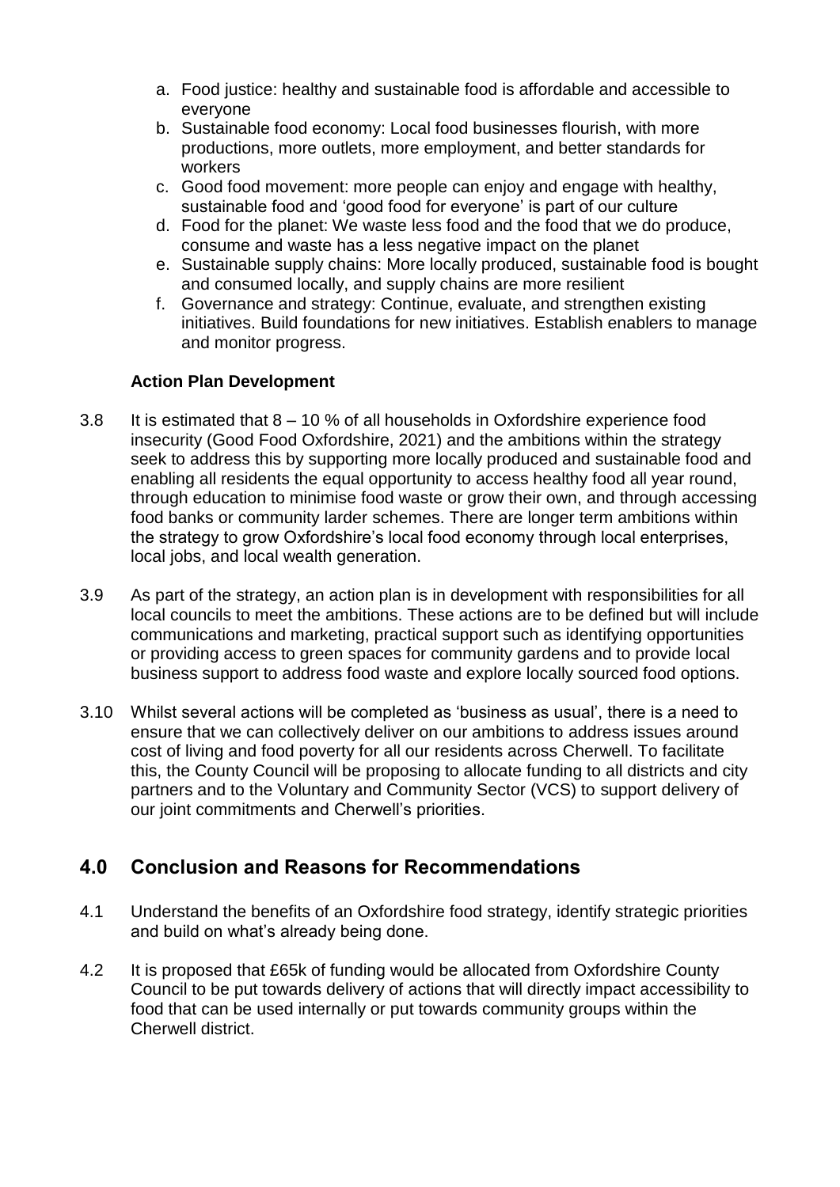a. Food justice: healthy and sustainable food is affordable and accessible to everyone
b. Sustainable food economy: Local food businesses flourish, with more productions, more outlets, more employment, and better standards for workers
c. Good food movement: more people can enjoy and engage with healthy, sustainable food and 'good food for everyone' is part of our culture
d. Food for the planet: We waste less food and the food that we do produce, consume and waste has a less negative impact on the planet
e. Sustainable supply chains: More locally produced, sustainable food is bought and consumed locally, and supply chains are more resilient
f. Governance and strategy: Continue, evaluate, and strengthen existing initiatives. Build foundations for new initiatives. Establish enablers to manage and monitor progress.

**Action Plan Development**

3.8 It is estimated that 8 – 10 % of all households in Oxfordshire experience food insecurity (Good Food Oxfordshire, 2021) and the ambitions within the strategy seek to address this by supporting more locally produced and sustainable food and enabling all residents the equal opportunity to access healthy food all year round, through education to minimise food waste or grow their own, and through accessing food banks or community larder schemes. There are longer term ambitions within the strategy to grow Oxfordshire's local food economy through local enterprises, local jobs, and local wealth generation.

3.9 As part of the strategy, an action plan is in development with responsibilities for all local councils to meet the ambitions. These actions are to be defined but will include communications and marketing, practical support such as identifying opportunities or providing access to green spaces for community gardens and to provide local business support to address food waste and explore locally sourced food options.

3.10 Whilst several actions will be completed as 'business as usual', there is a need to ensure that we can collectively deliver on our ambitions to address issues around cost of living and food poverty for all our residents across Cherwell. To facilitate this, the County Council will be proposing to allocate funding to all districts and city partners and to the Voluntary and Community Sector (VCS) to support delivery of our joint commitments and Cherwell's priorities.

## 4.0 Conclusion and Reasons for Recommendations

4.1 Understand the benefits of an Oxfordshire food strategy, identify strategic priorities and build on what's already being done.

4.2 It is proposed that £65k of funding would be allocated from Oxfordshire County Council to be put towards delivery of actions that will directly impact accessibility to food that can be used internally or put towards community groups within the Cherwell district.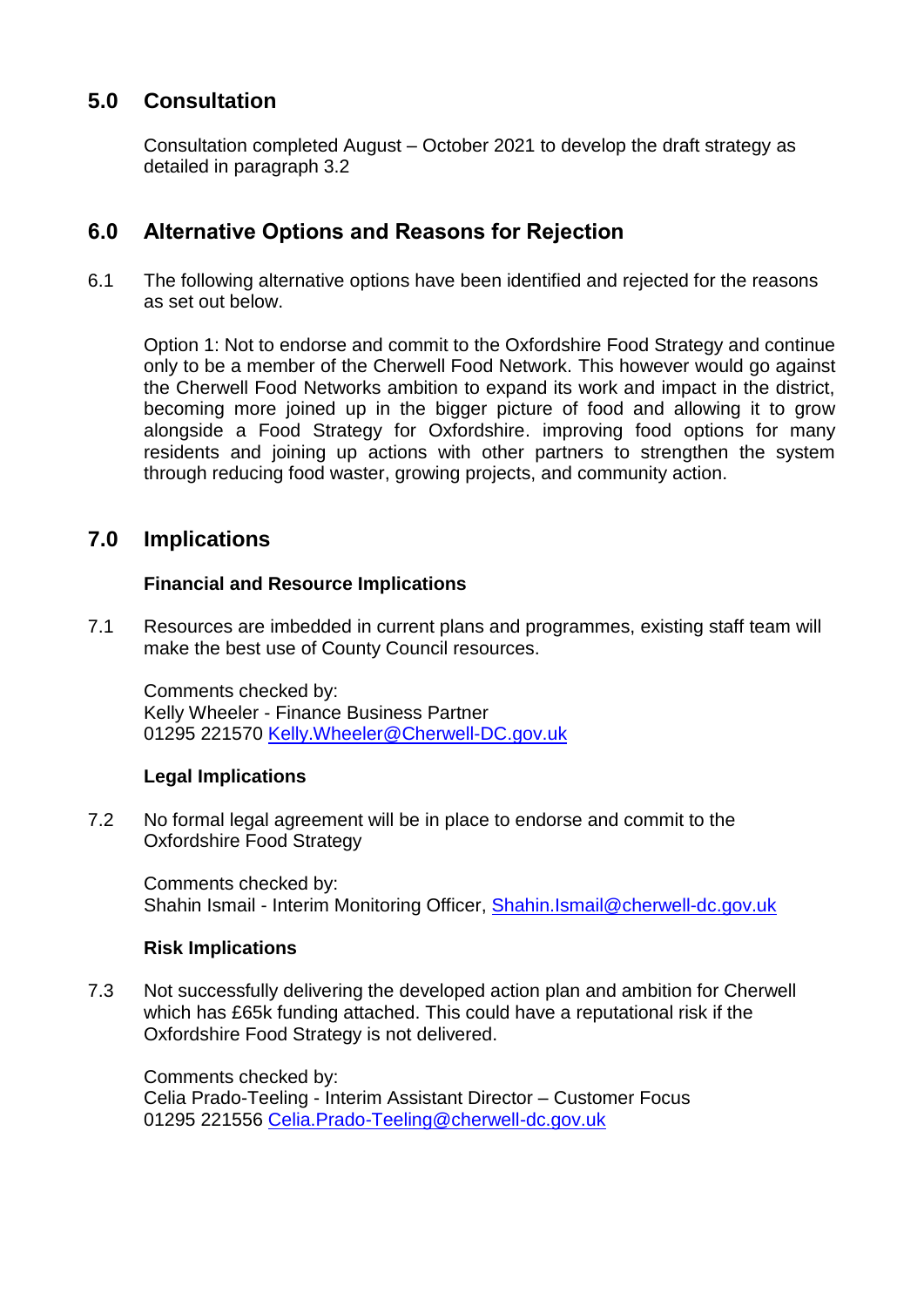## 5.0 Consultation

Consultation completed August – October 2021 to develop the draft strategy as detailed in paragraph 3.2

## 6.0 Alternative Options and Reasons for Rejection

6.1 The following alternative options have been identified and rejected for the reasons as set out below.

Option 1: Not to endorse and commit to the Oxfordshire Food Strategy and continue only to be a member of the Cherwell Food Network. This however would go against the Cherwell Food Networks ambition to expand its work and impact in the district, becoming more joined up in the bigger picture of food and allowing it to grow alongside a Food Strategy for Oxfordshire. improving food options for many residents and joining up actions with other partners to strengthen the system through reducing food waster, growing projects, and community action.

## 7.0 Implications

**Financial and Resource Implications**

7.1 Resources are imbedded in current plans and programmes, existing staff team will make the best use of County Council resources.

Comments checked by:
Kelly Wheeler - Finance Business Partner
01295 221570 Kelly.Wheeler@Cherwell-DC.gov.uk

**Legal Implications**

7.2 No formal legal agreement will be in place to endorse and commit to the Oxfordshire Food Strategy

Comments checked by:
Shahin Ismail - Interim Monitoring Officer, Shahin.Ismail@cherwell-dc.gov.uk

**Risk Implications**

7.3 Not successfully delivering the developed action plan and ambition for Cherwell which has £65k funding attached. This could have a reputational risk if the Oxfordshire Food Strategy is not delivered.

Comments checked by:
Celia Prado-Teeling - Interim Assistant Director – Customer Focus
01295 221556 Celia.Prado-Teeling@cherwell-dc.gov.uk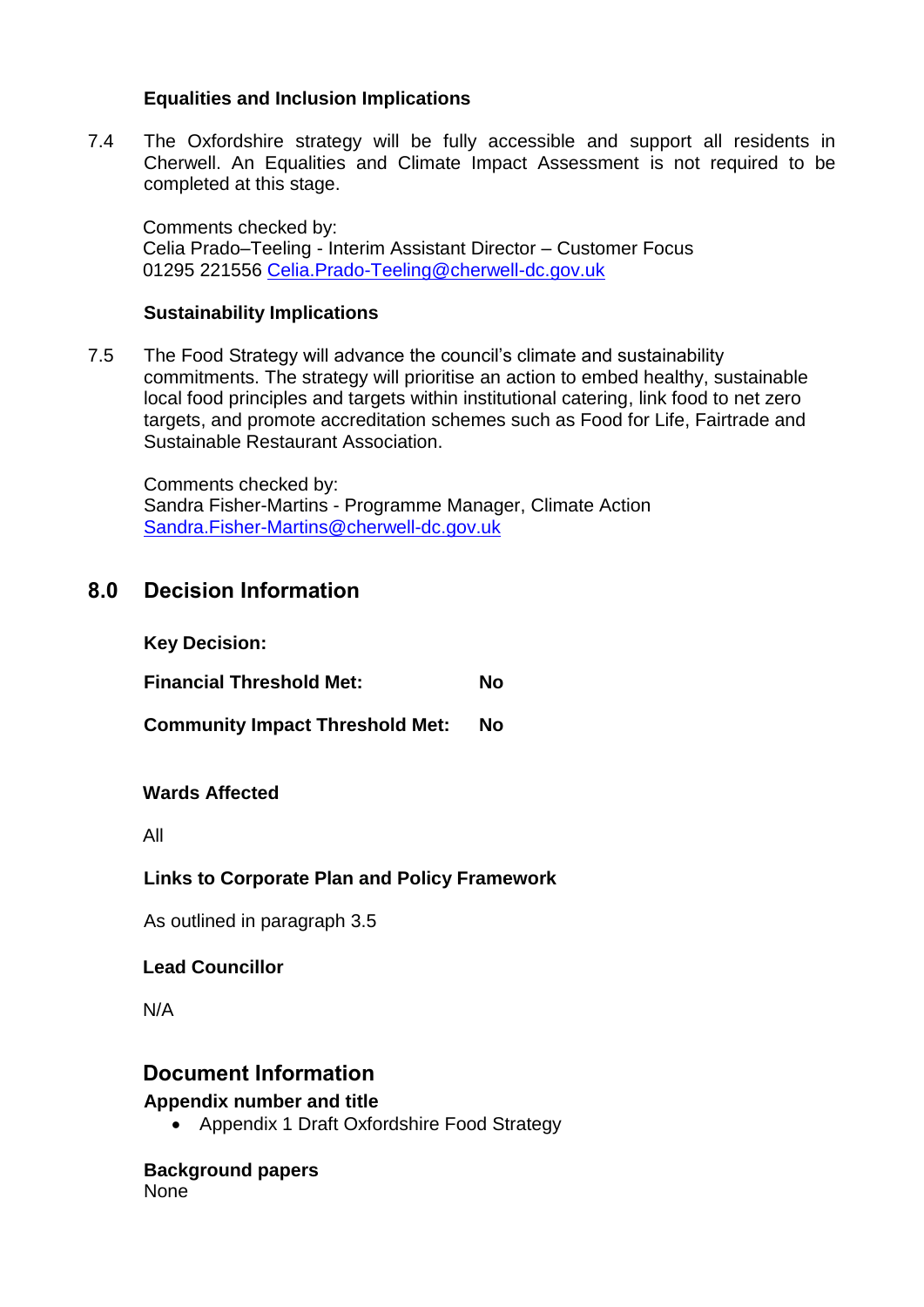**Equalities and Inclusion Implications**

7.4 The Oxfordshire strategy will be fully accessible and support all residents in Cherwell. An Equalities and Climate Impact Assessment is not required to be completed at this stage.

Comments checked by:
Celia Prado–Teeling - Interim Assistant Director – Customer Focus
01295 221556 Celia.Prado-Teeling@cherwell-dc.gov.uk

**Sustainability Implications**

7.5 The Food Strategy will advance the council's climate and sustainability commitments. The strategy will prioritise an action to embed healthy, sustainable local food principles and targets within institutional catering, link food to net zero targets, and promote accreditation schemes such as Food for Life, Fairtrade and Sustainable Restaurant Association.

Comments checked by:
Sandra Fisher-Martins - Programme Manager, Climate Action
Sandra.Fisher-Martins@cherwell-dc.gov.uk

## 8.0 Decision Information

**Key Decision:**

**Financial Threshold Met:** **No**

**Community Impact Threshold Met:** **No**

**Wards Affected**

All

**Links to Corporate Plan and Policy Framework**

As outlined in paragraph 3.5

**Lead Councillor**

N/A

## Document Information

**Appendix number and title**

- Appendix 1 Draft Oxfordshire Food Strategy

**Background papers**
None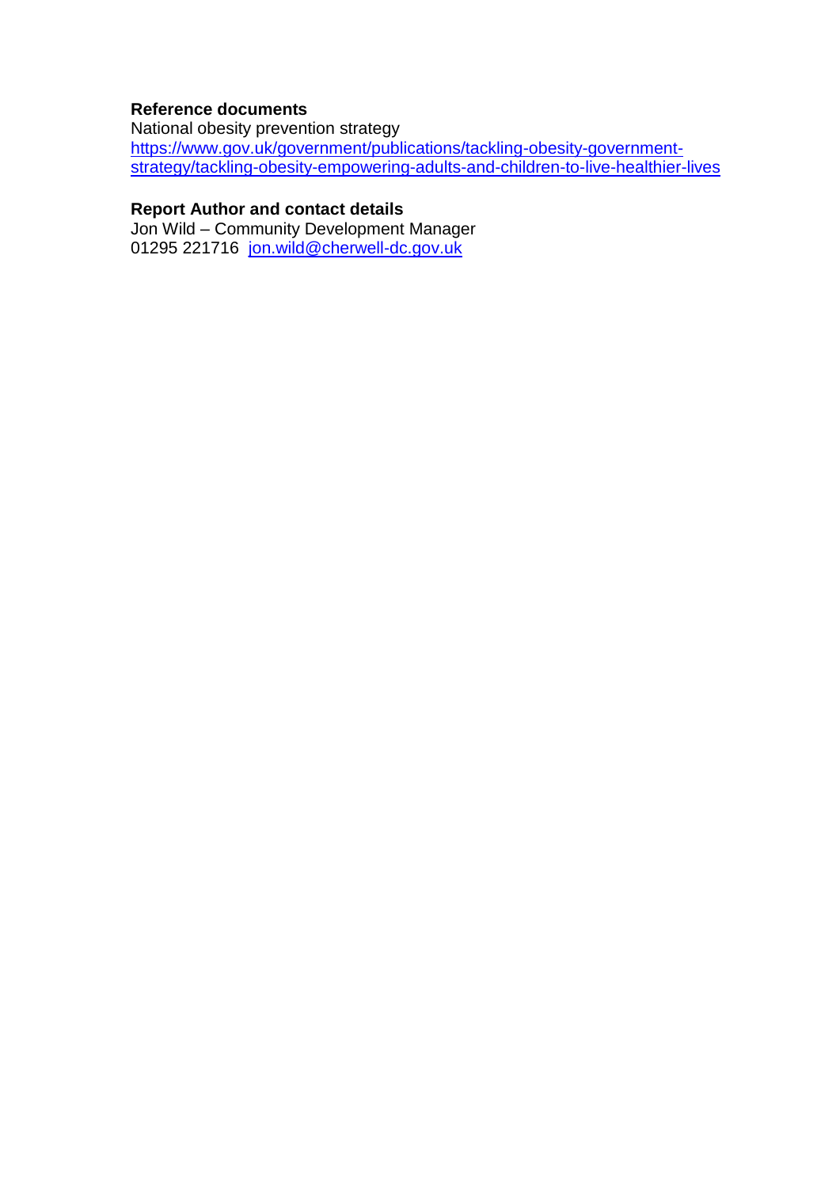**Reference documents**
National obesity prevention strategy
https://www.gov.uk/government/publications/tackling-obesity-government-strategy/tackling-obesity-empowering-adults-and-children-to-live-healthier-lives

**Report Author and contact details**
Jon Wild – Community Development Manager
01295 221716 jon.wild@cherwell-dc.gov.uk